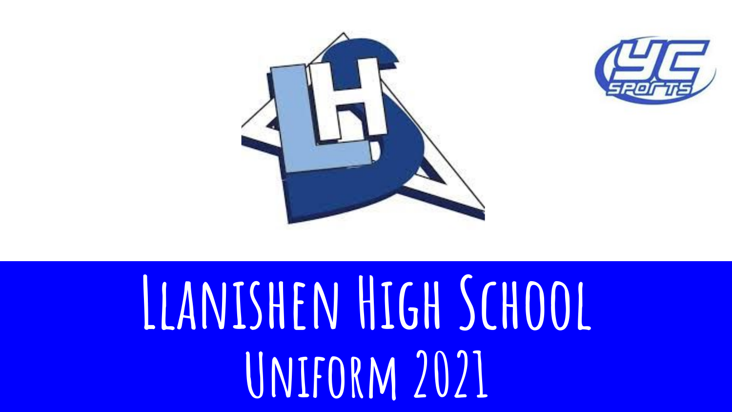# Llanishen High School Uniform 2021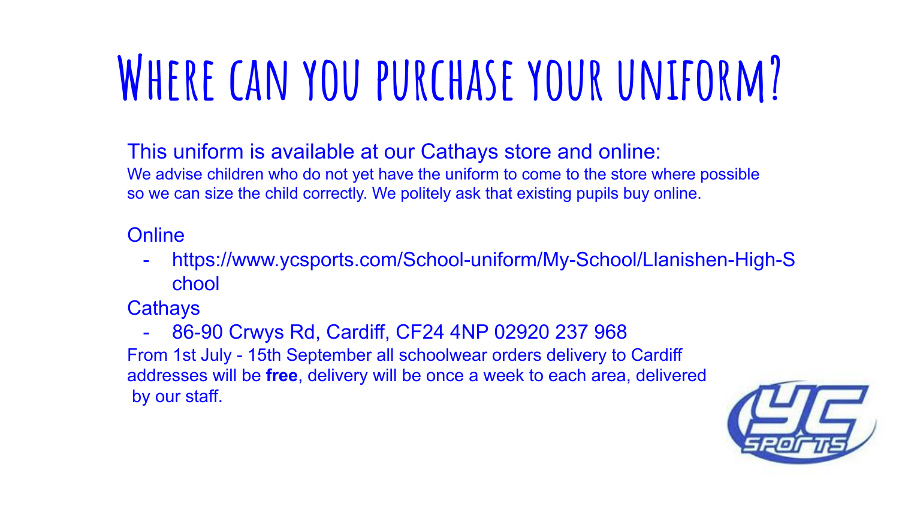# Where can you purchase your uniform?

This uniform is available at our Cathays store and online:

We advise children who do not yet have the uniform to come to the store where possible so we can size the child correctly. We politely ask that existing pupils buy online.

Online

- https://www.ycsports.com/School-uniform/My-School/Llanishen-High-School

Cathays

- 86-90 Crwys Rd, Cardiff, CF24 4NP 02920 237 968

From 1st July - 15th September all schoolwear orders delivery to Cardiff addresses will be **free**, delivery will be once a week to each area, delivered by our staff.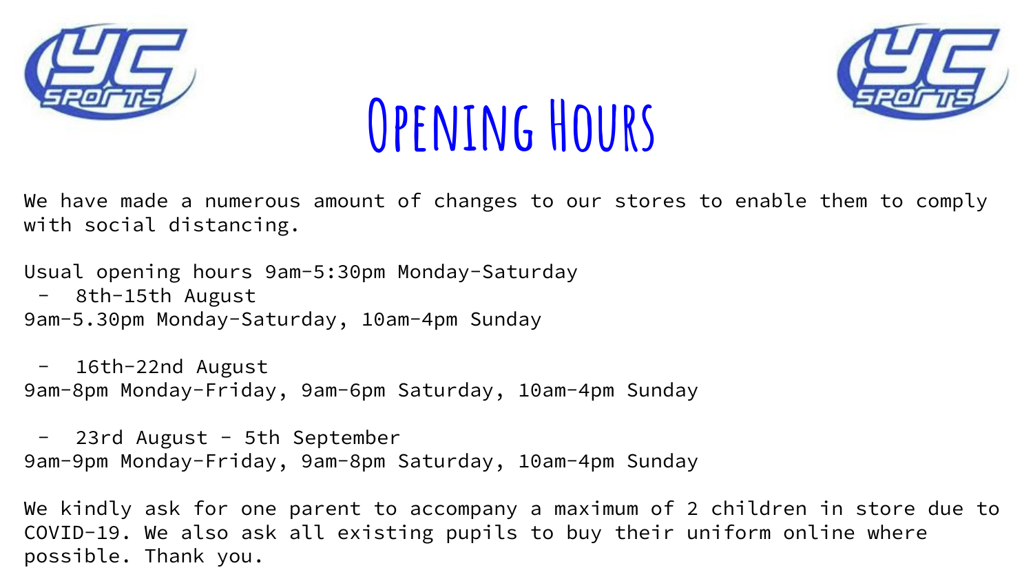# Opening Hours

We have made a numerous amount of changes to our stores to enable them to comply with social distancing.

Usual opening hours 9am-5:30pm Monday-Saturday

- 8th-15th August

9am-5.30pm Monday-Saturday, 10am-4pm Sunday

- 16th-22nd August

9am-8pm Monday-Friday, 9am-6pm Saturday, 10am-4pm Sunday

- 23rd August - 5th September

9am-9pm Monday-Friday, 9am-8pm Saturday, 10am-4pm Sunday

We kindly ask for one parent to accompany a maximum of 2 children in store due to COVID-19. We also ask all existing pupils to buy their uniform online where possible. Thank you.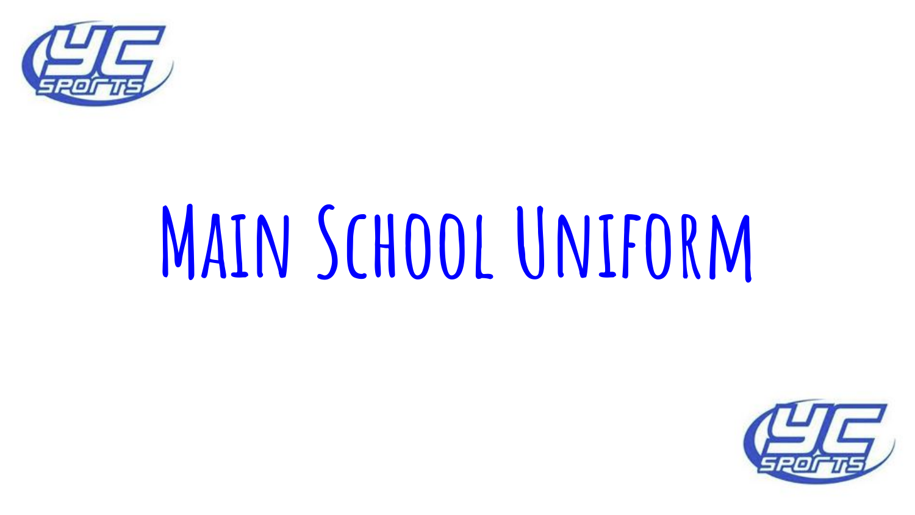# Main School Uniform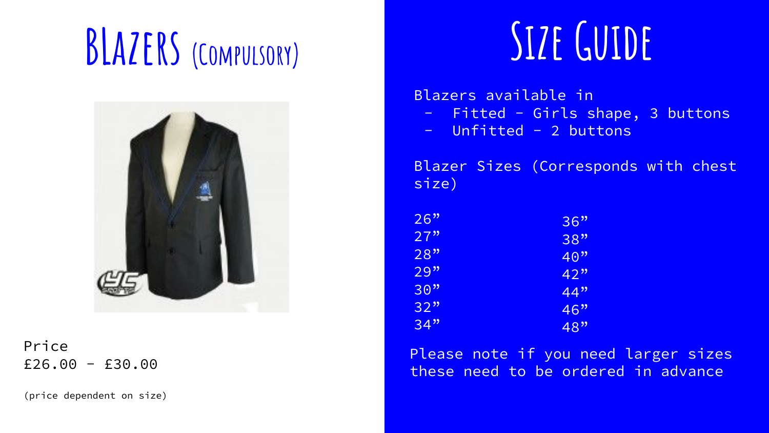# BLAZERS (COMPULSORY)

Price
£26.00 - £30.00

(price dependent on size)

# SIZE GUIDE

Blazers available in

- Fitted - Girls shape, 3 buttons
- Unfitted - 2 buttons

Blazer Sizes (Corresponds with chest size)

| | |
|---|---|
| 26” | 36” |
| 27” | 38” |
| 28” | 40” |
| 29” | 42” |
| 30” | 44” |
| 32” | 46” |
| 34” | 48” |

Please note if you need larger sizes these need to be ordered in advance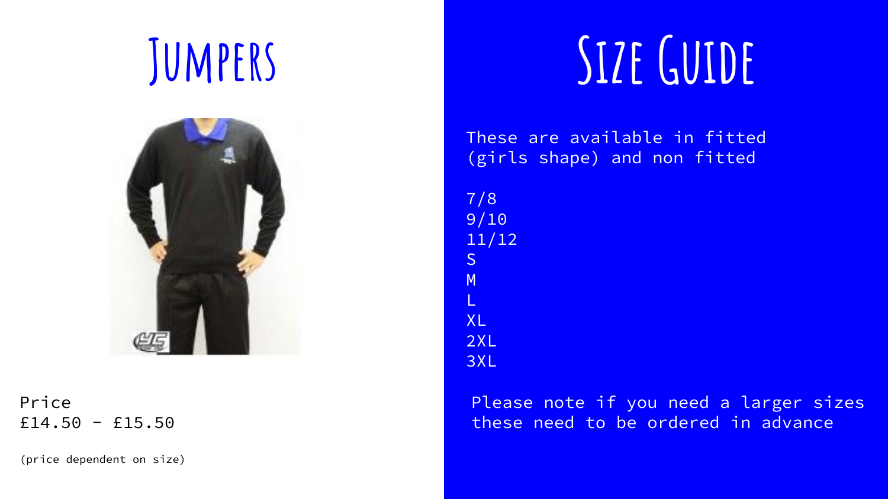# Jumpers

Price
£14.50 - £15.50

(price dependent on size)

# Size Guide

These are available in fitted (girls shape) and non fitted

7/8
9/10
11/12
S
M
L
XL
2XL
3XL

Please note if you need a larger sizes these need to be ordered in advance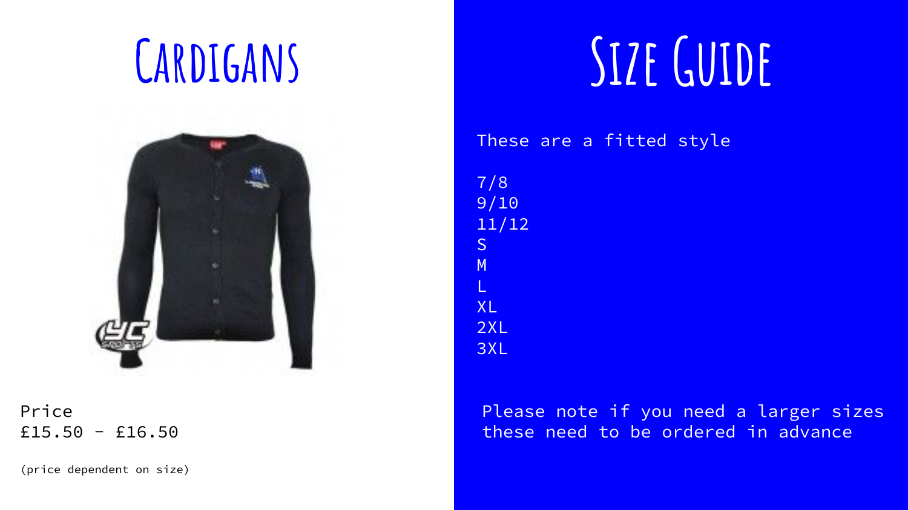# Cardigans

Price
£15.50 - £16.50

(price dependent on size)

# Size Guide

These are a fitted style

7/8
9/10
11/12
S
M
L
XL
2XL
3XL

Please note if you need a larger sizes these need to be ordered in advance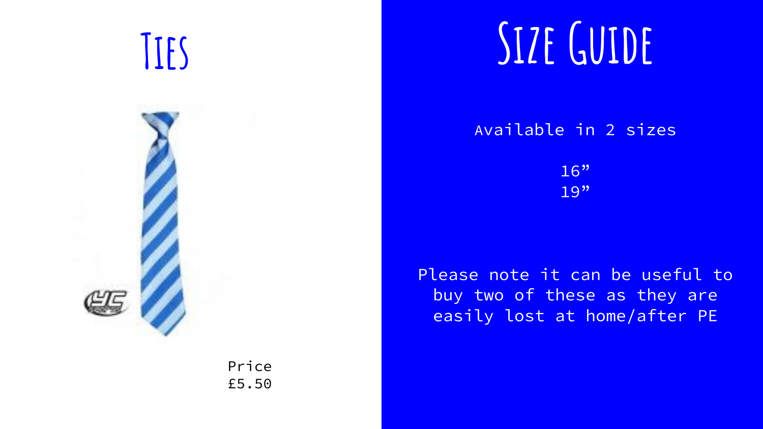# Ties

Price
£5.50

# Size Guide

Available in 2 sizes

16”
19”

Please note it can be useful to buy two of these as they are easily lost at home/after PE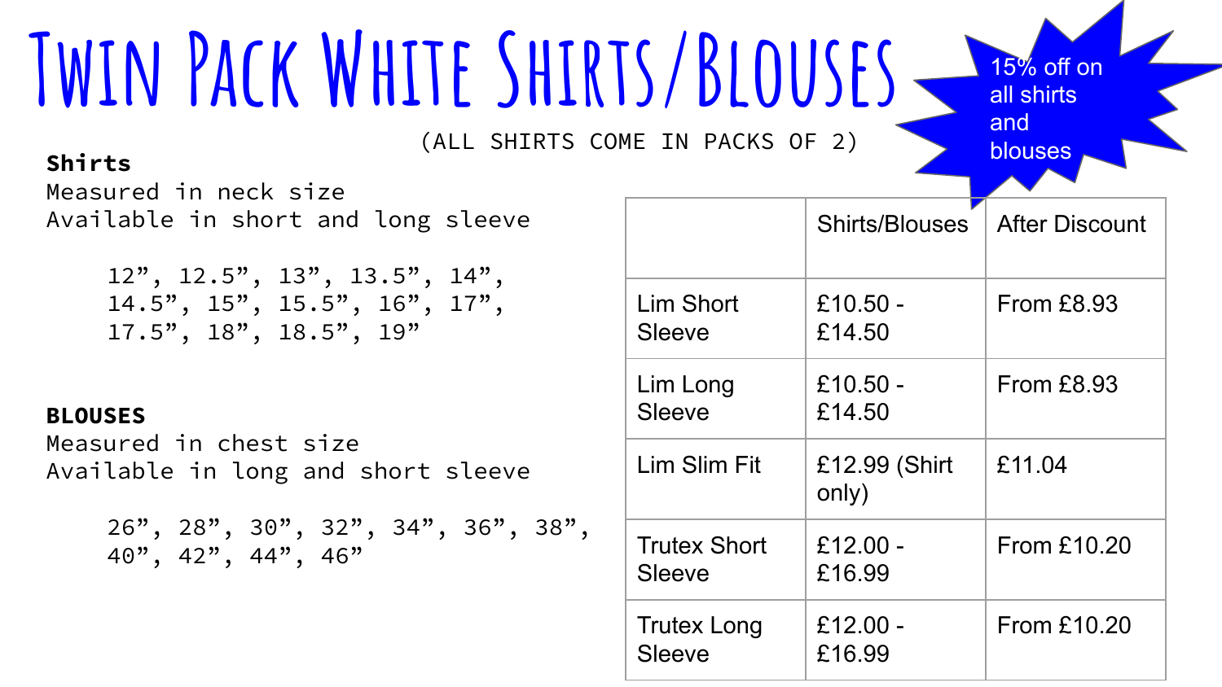# Twin Pack White Shirts/Blouses

(ALL SHIRTS COME IN PACKS OF 2)

15% off on all shirts and blouses

**Shirts**
Measured in neck size
Available in short and long sleeve

12”, 12.5”, 13”, 13.5”, 14”, 14.5”, 15”, 15.5”, 16”, 17”, 17.5”, 18”, 18.5”, 19”

**BLOUSES**
Measured in chest size
Available in long and short sleeve

26”, 28”, 30”, 32”, 34”, 36”, 38”, 40”, 42”, 44”, 46”

| | Shirts/Blouses | After Discount |
|---|---|---|
| Lim Short Sleeve | £10.50 - £14.50 | From £8.93 |
| Lim Long Sleeve | £10.50 - £14.50 | From £8.93 |
| Lim Slim Fit | £12.99 (Shirt only) | £11.04 |
| Trutex Short Sleeve | £12.00 - £16.99 | From £10.20 |
| Trutex Long Sleeve | £12.00 - £16.99 | From £10.20 |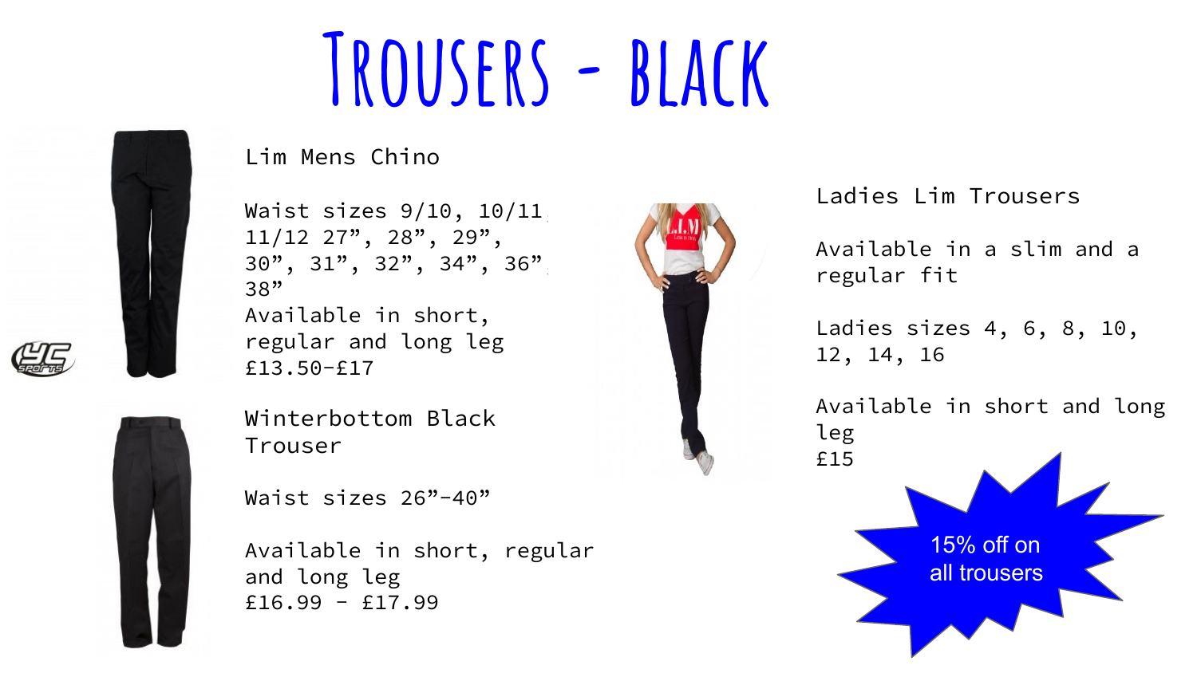# Trousers - Black

## Lim Mens Chino

Waist sizes 9/10, 10/11, 11/12 27”, 28”, 29”, 30”, 31”, 32”, 34”, 36”, 38”
Available in short, regular and long leg
£13.50-£17

## Winterbottom Black Trouser

Waist sizes 26”-40”

Available in short, regular and long leg
£16.99 - £17.99

## Ladies Lim Trousers

Available in a slim and a regular fit

Ladies sizes 4, 6, 8, 10, 12, 14, 16

Available in short and long leg
£15

15% off on all trousers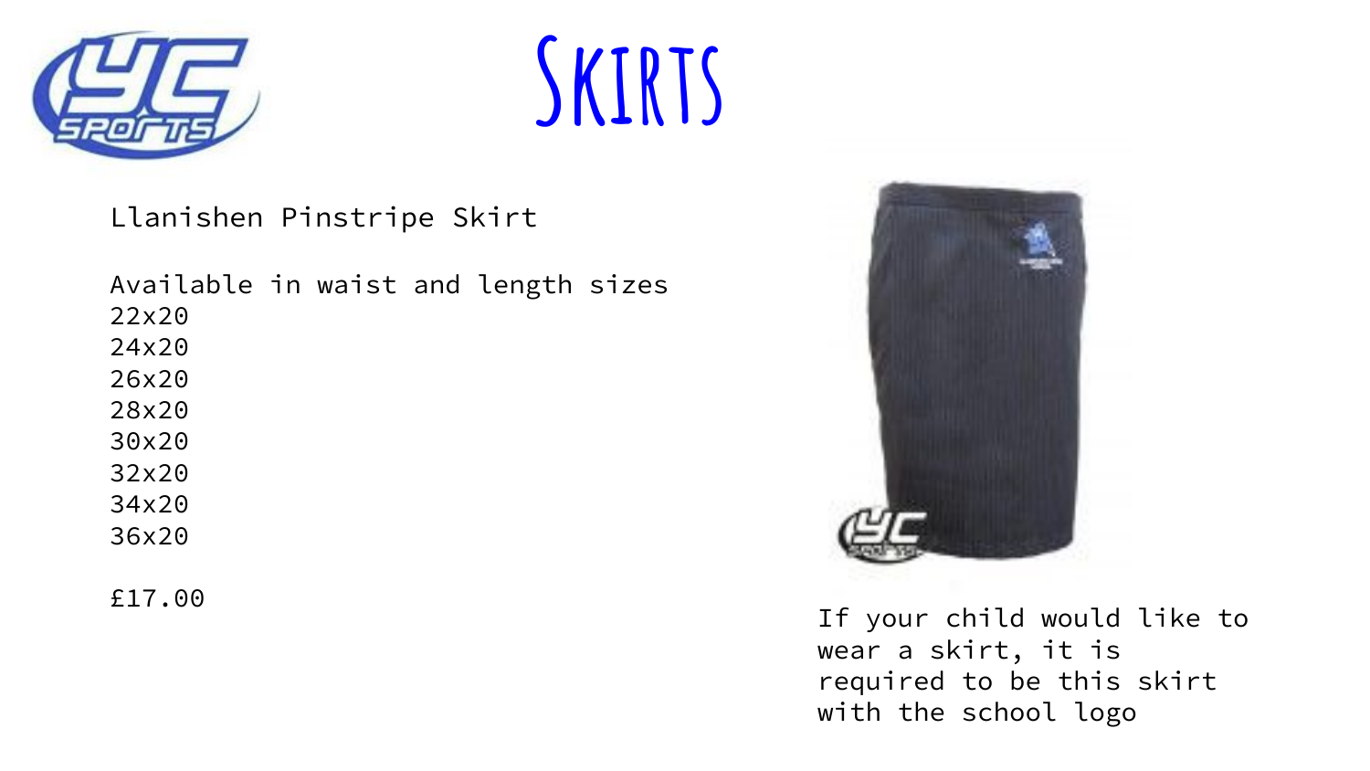# Skirts

Llanishen Pinstripe Skirt

Available in waist and length sizes
22x20
24x20
26x20
28x20
30x20
32x20
34x20
36x20

£17.00

If your child would like to wear a skirt, it is required to be this skirt with the school logo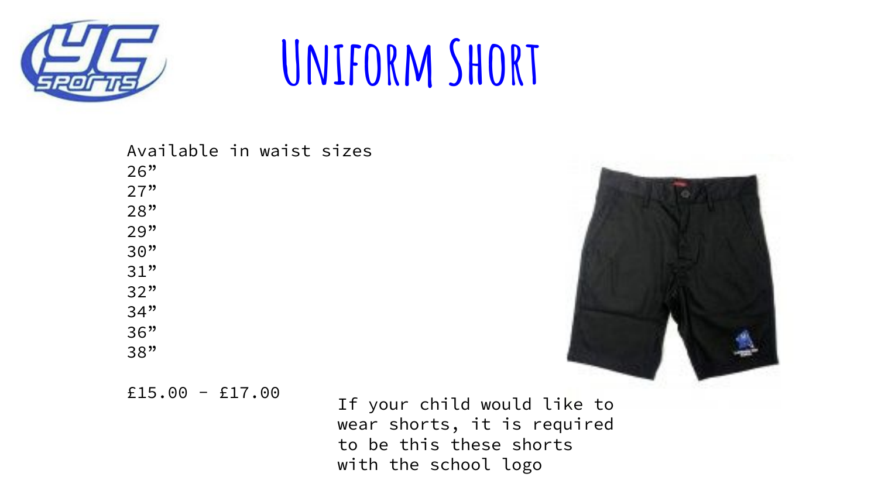# Uniform Short

Available in waist sizes
26”
27”
28”
29”
30”
31”
32”
34”
36”
38”

£15.00 - £17.00

If your child would like to wear shorts, it is required to be this these shorts with the school logo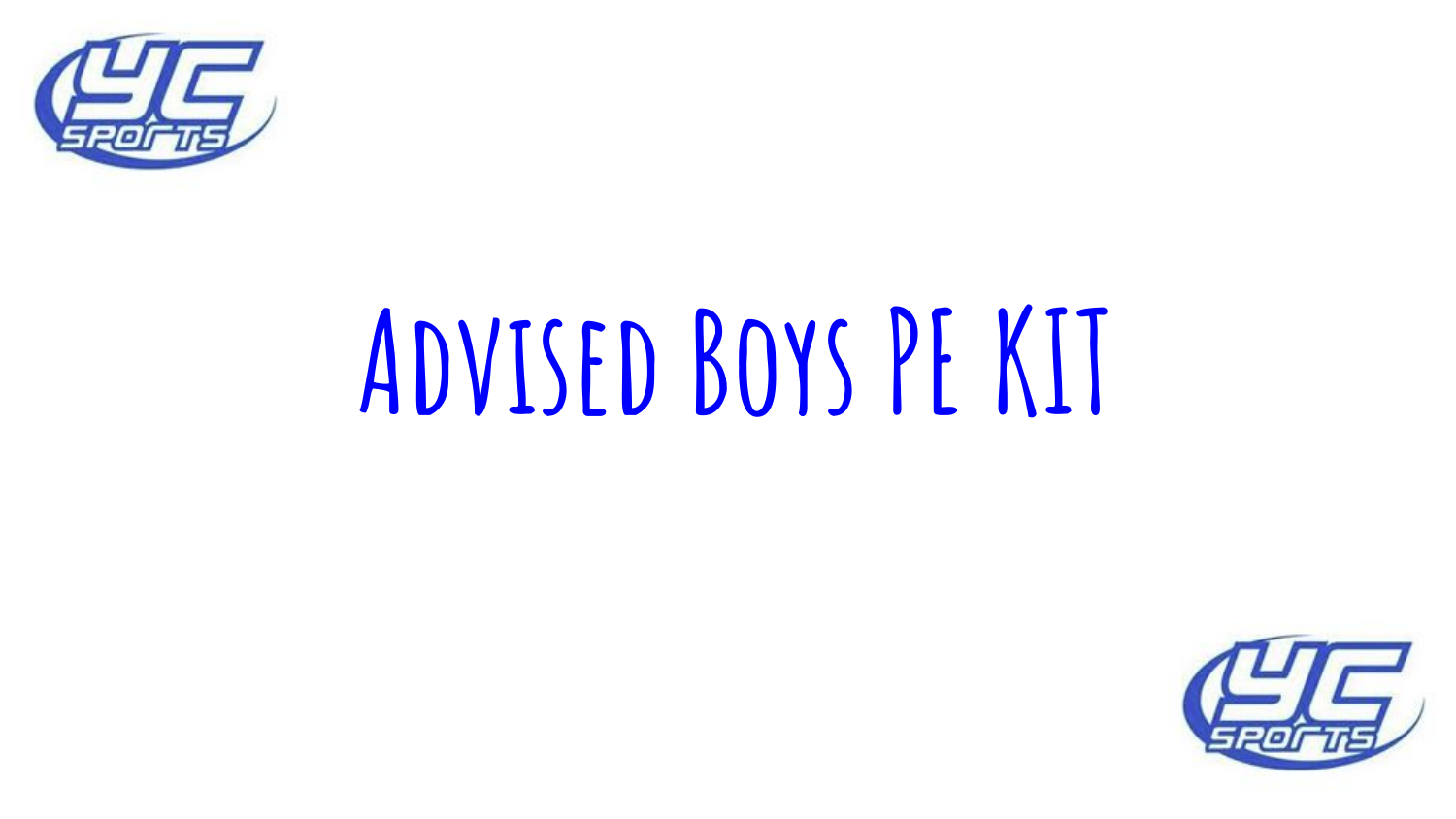# Advised Boys PE Kit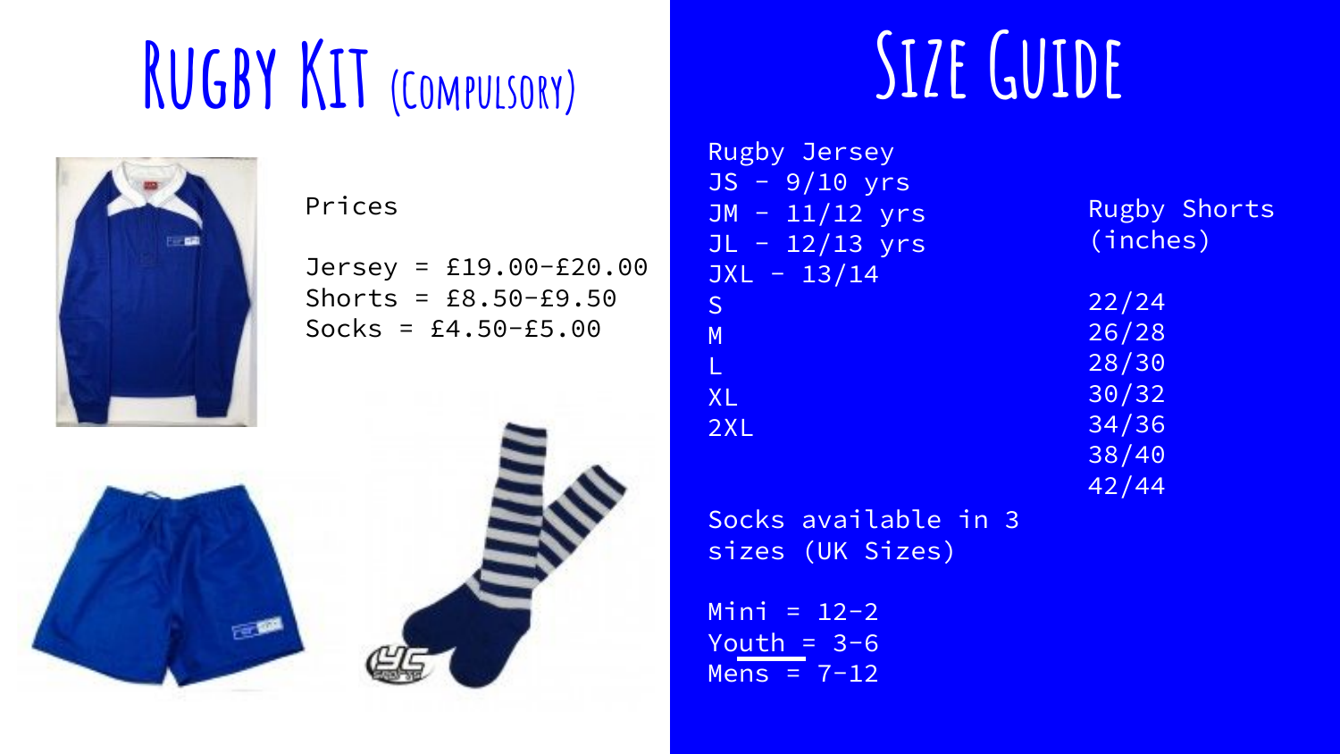# Rugby Kit (Compulsory)

Prices

Jersey = £19.00-£20.00
Shorts = £8.50-£9.50
Socks = £4.50-£5.00

# Size Guide

Rugby Jersey
JS - 9/10 yrs
JM - 11/12 yrs
JL - 12/13 yrs
JXL - 13/14
S
M
L
XL
2XL

Rugby Shorts (inches)

22/24
26/28
28/30
30/32
34/36
38/40
42/44

Socks available in 3 sizes (UK Sizes)

Mini = 12-2
Youth = 3-6
Mens = 7-12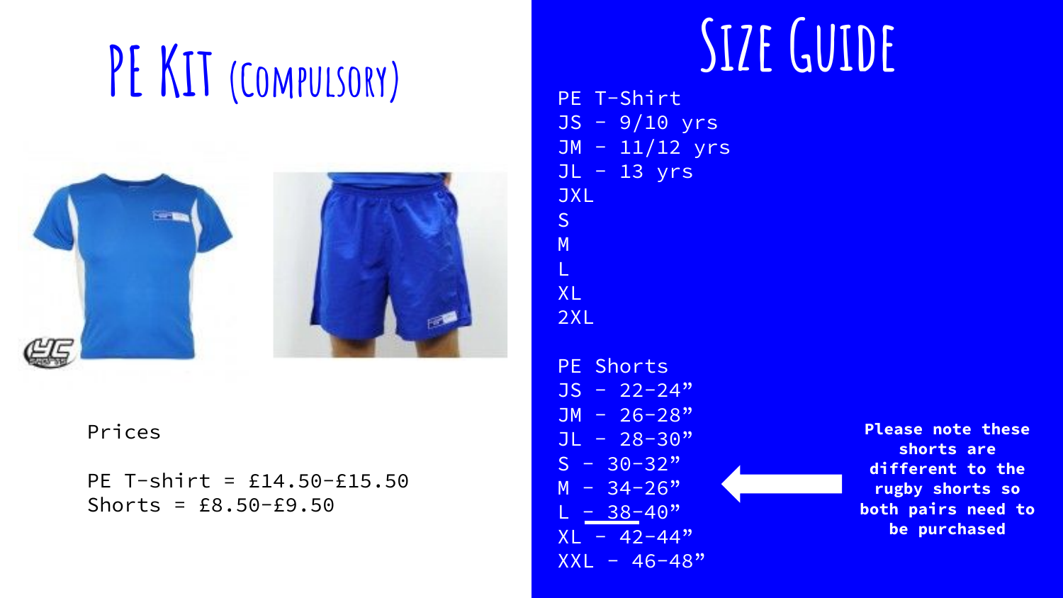# PE Kit (Compulsory)

Prices

PE T-shirt = £14.50-£15.50
Shorts = £8.50-£9.50

# Size Guide

PE T-Shirt
- JS - 9/10 yrs
- JM - 11/12 yrs
- JL - 13 yrs
- JXL
- S
- M
- L
- XL
- 2XL

PE Shorts
- JS - 22-24”
- JM - 26-28”
- JL - 28-30”
- S - 30-32”
- M - 34-26”
- L - 38-40”
- XL - 42-44”
- XXL - 46-48”

**Please note these shorts are different to the rugby shorts so both pairs need to be purchased**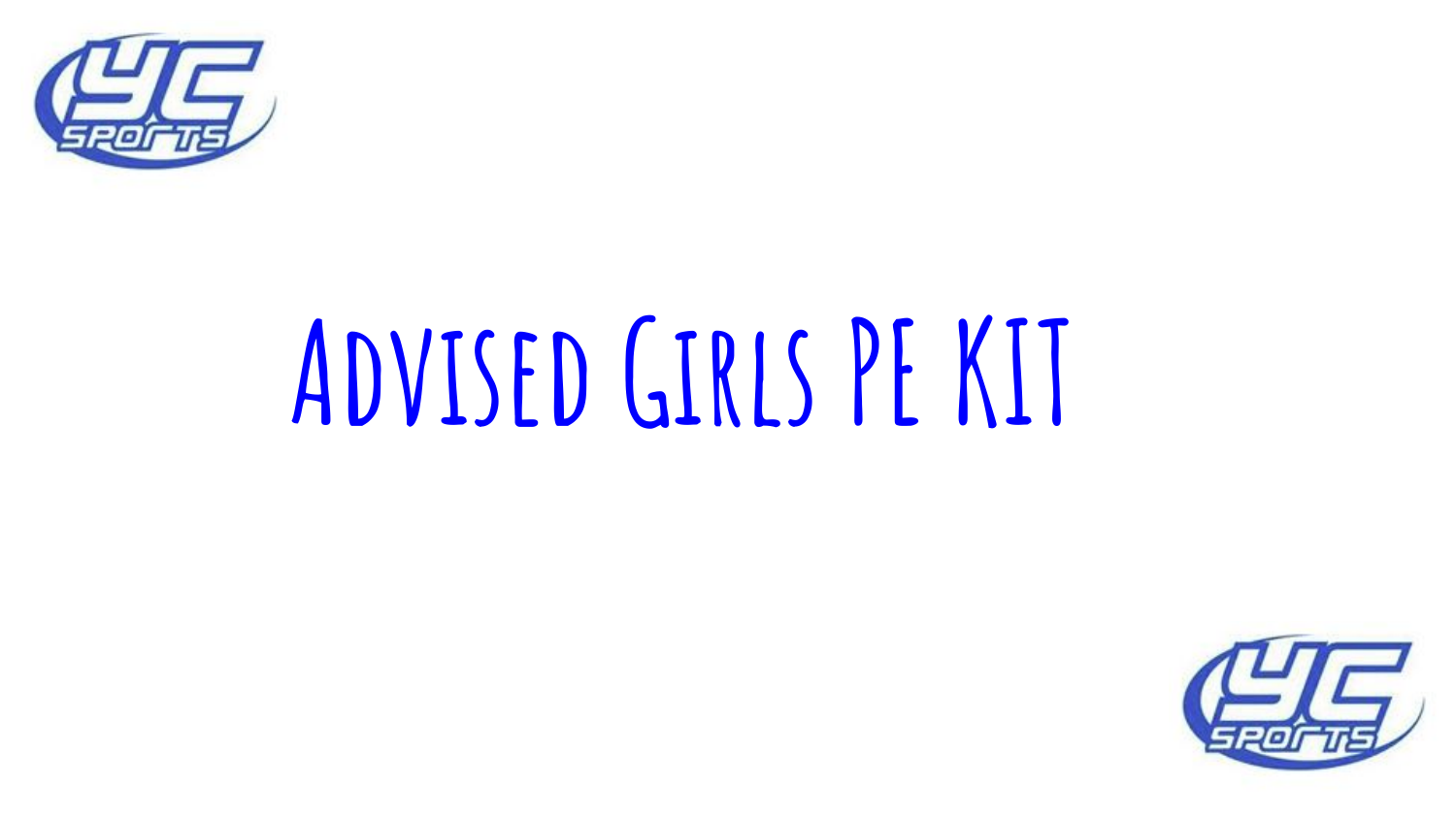# Advised Girls PE Kit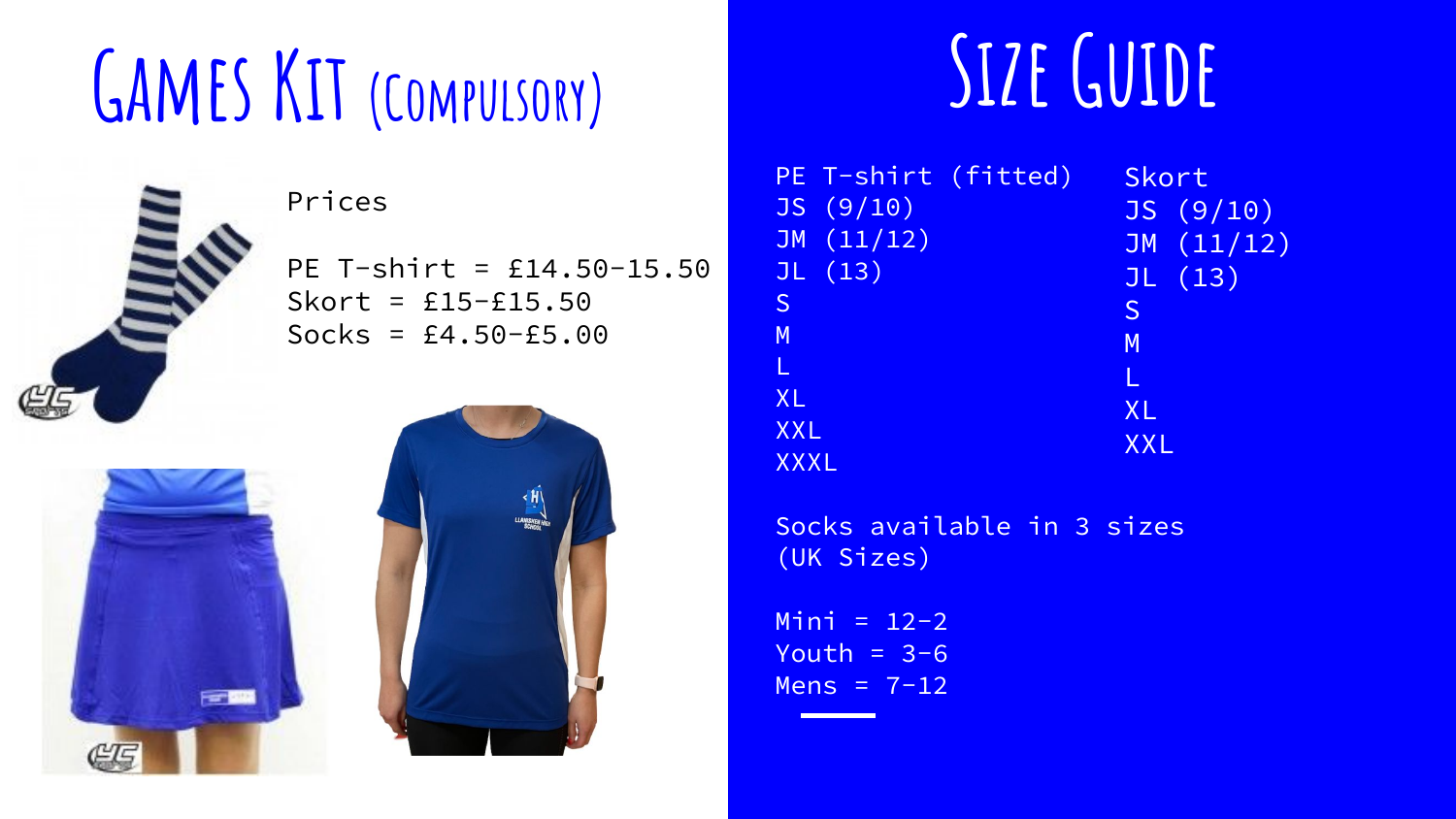# Games Kit (Compulsory)

Prices

PE T-shirt = £14.50-15.50
Skort = £15-£15.50
Socks = £4.50-£5.00

# Size Guide

PE T-shirt (fitted)
JS (9/10)
JM (11/12)
JL (13)
S
M
L
XL
XXL
XXXL

Skort
JS (9/10)
JM (11/12)
JL (13)
S
M
L
XL
XXL

Socks available in 3 sizes (UK Sizes)

Mini = 12-2
Youth = 3-6
Mens = 7-12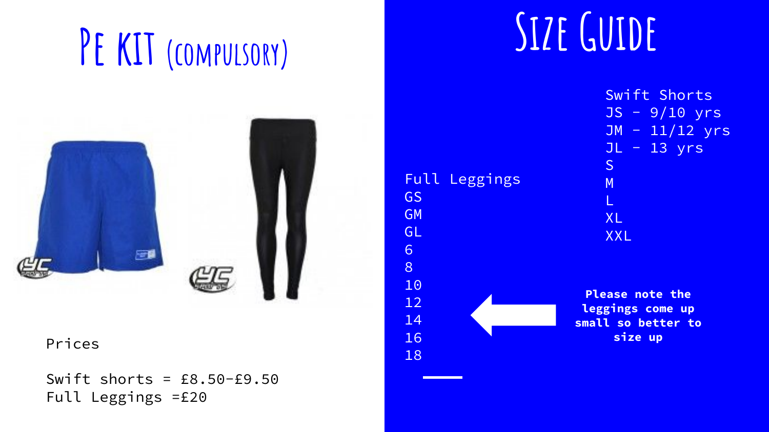# PE KIT (COMPULSORY)

Prices

Swift shorts = £8.50-£9.50
Full Leggings =£20

# SIZE GUIDE

Full Leggings
GS
GM
GL
6
8
10
12
14
16
18

Swift Shorts
JS - 9/10 yrs
JM - 11/12 yrs
JL - 13 yrs
S
M
L
XL
XXL

**Please note the leggings come up small so better to size up**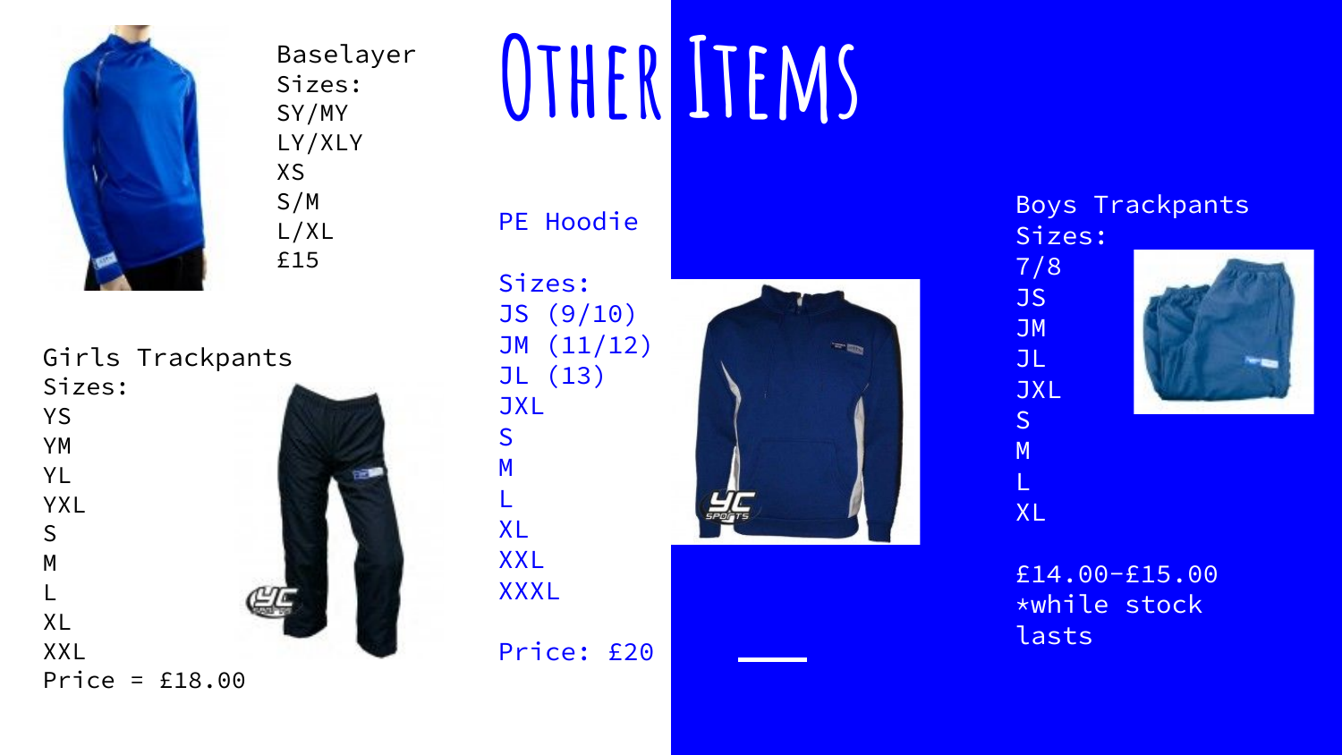# Other Items

Baselayer
Sizes:
SY/MY
LY/XLY
XS
S/M
L/XL
£15

Girls Trackpants
Sizes:
YS
YM
YL
YXL
S
M
L
XL
XXL
Price = £18.00

PE Hoodie

Sizes:
JS (9/10)
JM (11/12)
JL (13)
JXL
S
M
L
XL
XXL
XXXL

Price: £20

Boys Trackpants
Sizes:
7/8
JS
JM
JL
JXL
S
M
L
XL

£14.00-£15.00
*while stock lasts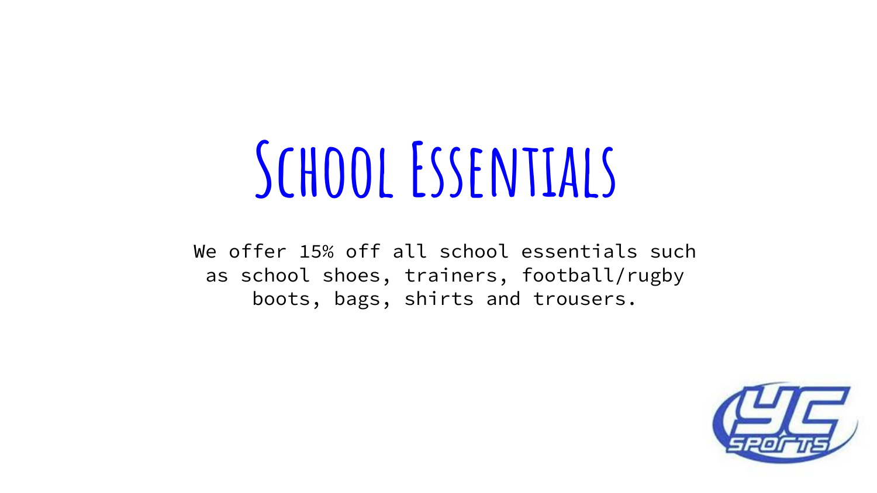# School Essentials

We offer 15% off all school essentials such as school shoes, trainers, football/rugby boots, bags, shirts and trousers.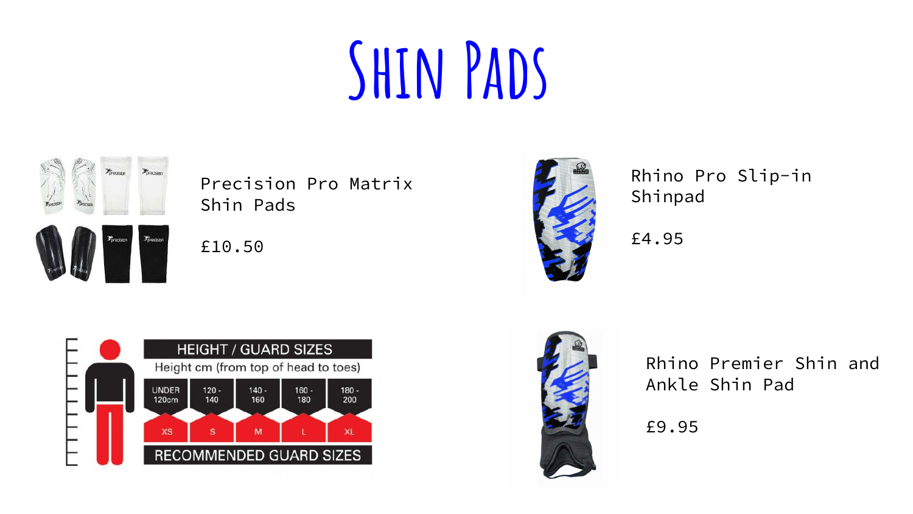# Shin Pads

Precision Pro Matrix Shin Pads

£10.50

Rhino Pro Slip-in Shinpad

£4.95

| HEIGHT / GUARD SIZES | | | | |
|---|---|---|---|---|
| Height cm (from top of head to toes) | | | | |
| UNDER 120cm | 120 - 140 | 140 - 160 | 160 - 180 | 180 - 200 |
| XS | S | M | L | XL |
| RECOMMENDED GUARD SIZES | | | | |

Rhino Premier Shin and Ankle Shin Pad

£9.95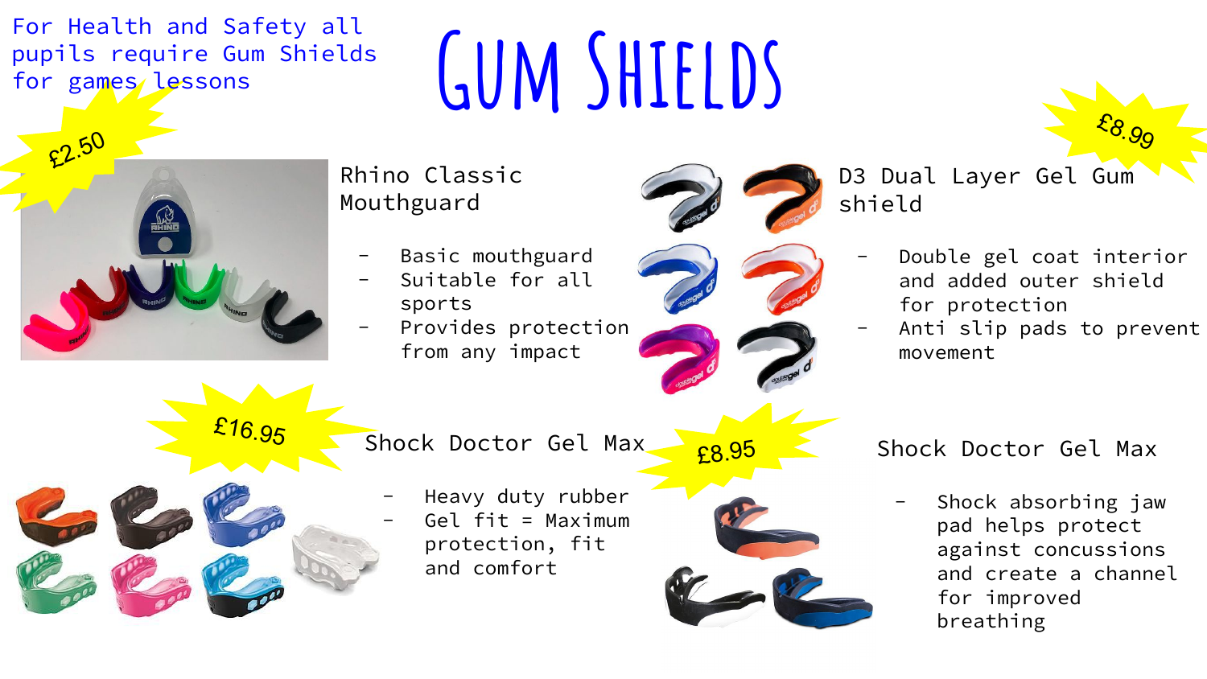For Health and Safety all pupils require Gum Shields for games lessons

# Gum Shields

£2.50

## Rhino Classic Mouthguard

- Basic mouthguard
- Suitable for all sports
- Provides protection from any impact

£8.99

## D3 Dual Layer Gel Gum shield

- Double gel coat interior and added outer shield for protection
- Anti slip pads to prevent movement

£16.95

## Shock Doctor Gel Max

- Heavy duty rubber
- Gel fit = Maximum protection, fit and comfort

£8.95

## Shock Doctor Gel Max

- Shock absorbing jaw pad helps protect against concussions and create a channel for improved breathing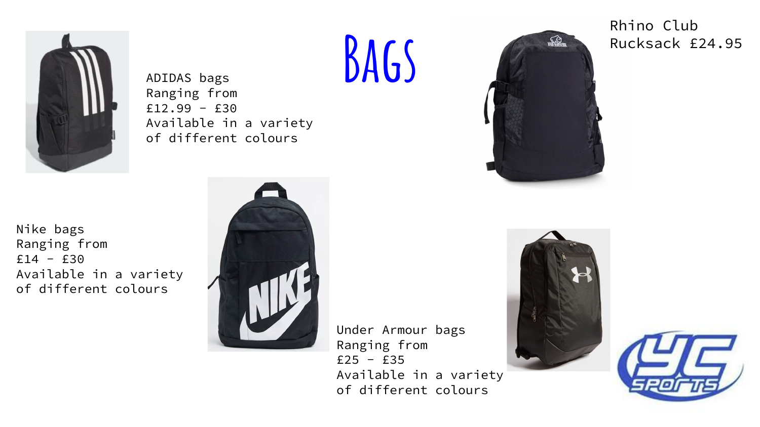# Bags

ADIDAS bags
Ranging from
£12.99 - £30
Available in a variety of different colours

Rhino Club Rucksack £24.95

Nike bags
Ranging from
£14 - £30
Available in a variety of different colours

Under Armour bags
Ranging from
£25 - £35
Available in a variety of different colours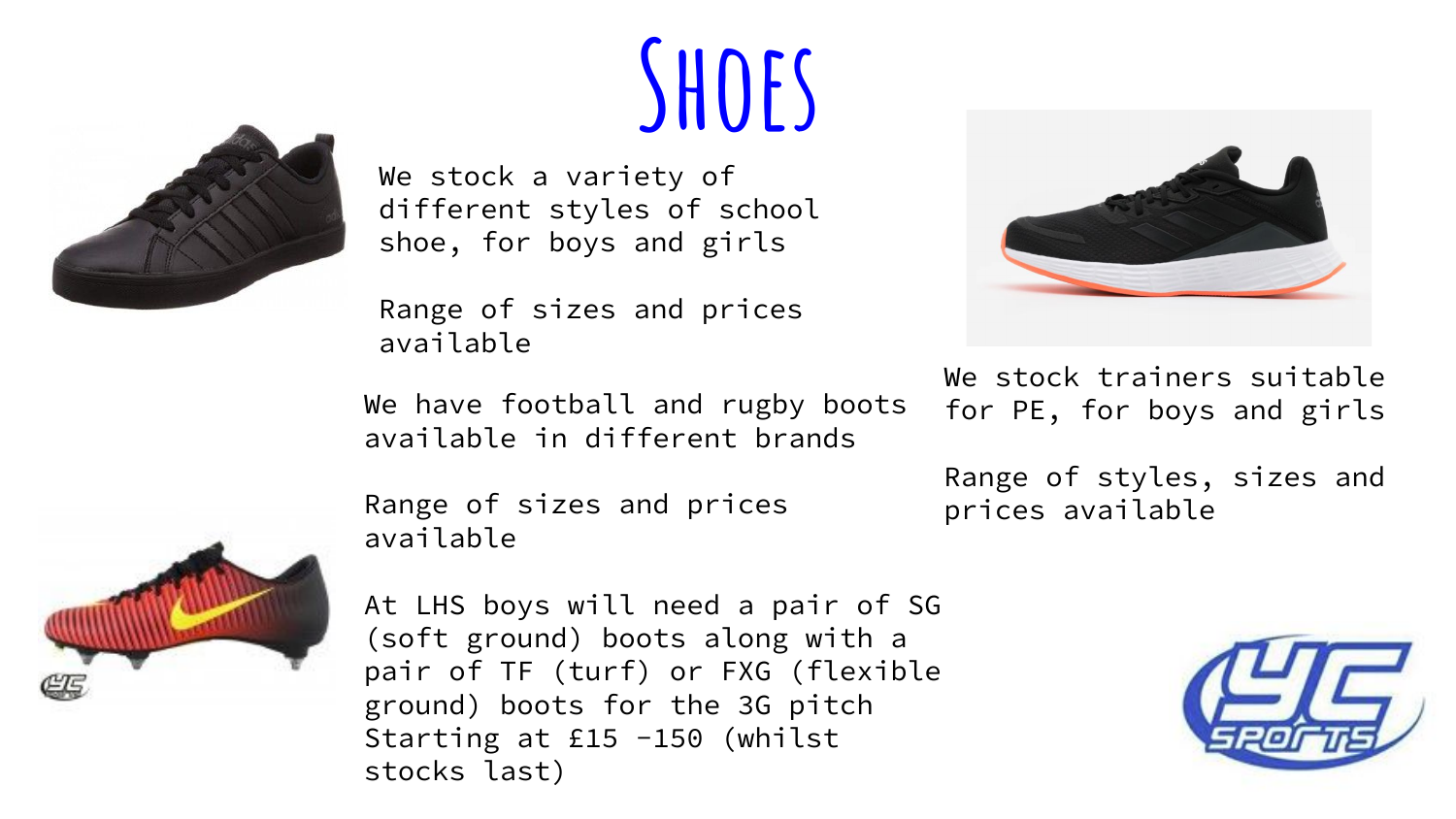# Shoes

We stock a variety of different styles of school shoe, for boys and girls

Range of sizes and prices available

We have football and rugby boots available in different brands

Range of sizes and prices available

At LHS boys will need a pair of SG (soft ground) boots along with a pair of TF (turf) or FXG (flexible ground) boots for the 3G pitch
Starting at £15 -150 (whilst stocks last)

We stock trainers suitable for PE, for boys and girls

Range of styles, sizes and prices available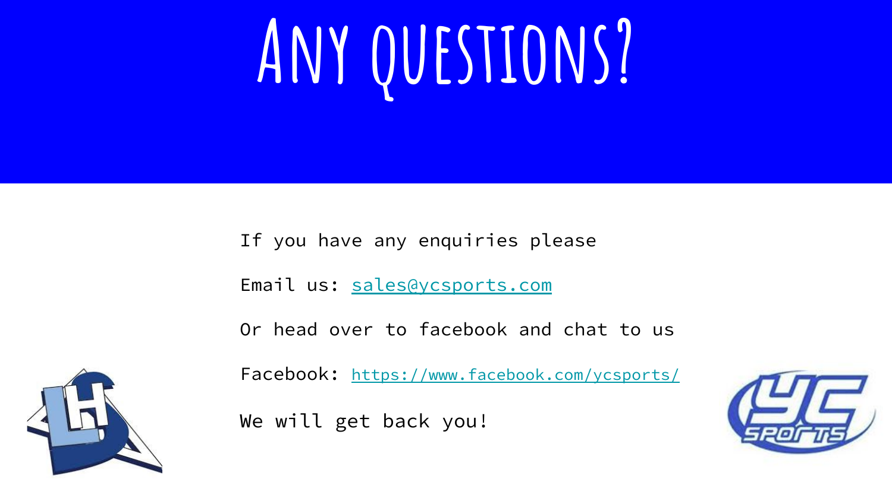# Any questions?

If you have any enquiries please

Email us: [sales@ycsports.com](mailto:sales@ycsports.com)

Or head over to facebook and chat to us

Facebook: [https://www.facebook.com/ycsports/](https://www.facebook.com/ycsports/)

We will get back you!